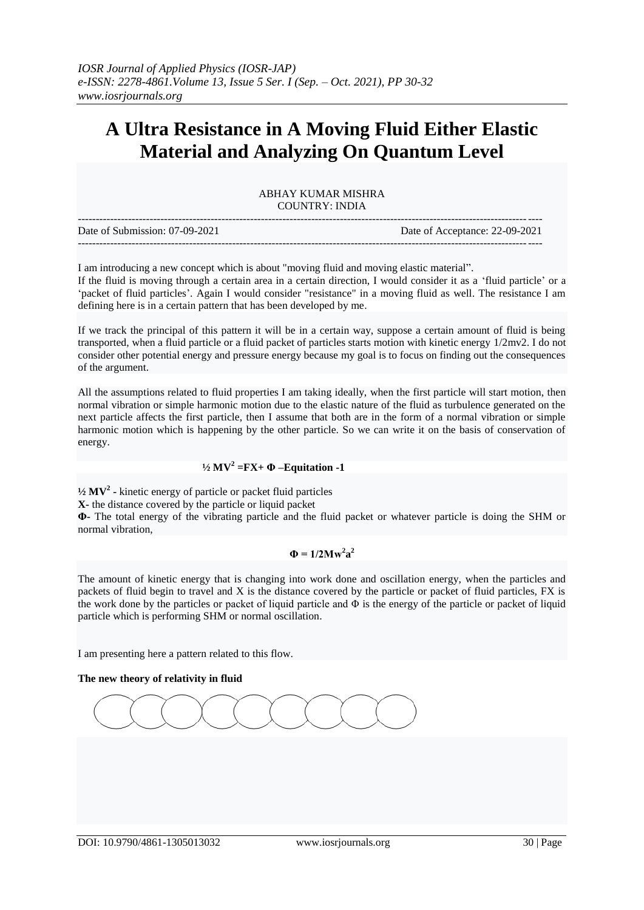# A Ultra Resistance in A Moving Fluid Either Elastic Material and Analyzing On Quantum Level

ABHAY KUMAR MISHRA
COUNTRY: INDIA

---

Date of Submission: 07-09-2021 Date of Acceptance: 22-09-2021

---

I am introducing a new concept which is about "moving fluid and moving elastic material".

If the fluid is moving through a certain area in a certain direction, I would consider it as a 'fluid particle' or a 'packet of fluid particles'. Again I would consider "resistance" in a moving fluid as well. The resistance I am defining here is in a certain pattern that has been developed by me.

If we track the principal of this pattern it will be in a certain way, suppose a certain amount of fluid is being transported, when a fluid particle or a fluid packet of particles starts motion with kinetic energy 1/2mv2. I do not consider other potential energy and pressure energy because my goal is to focus on finding out the consequences of the argument.

All the assumptions related to fluid properties I am taking ideally, when the first particle will start motion, then normal vibration or simple harmonic motion due to the elastic nature of the fluid as turbulence generated on the next particle affects the first particle, then I assume that both are in the form of a normal vibration or simple harmonic motion which is happening by the other particle. So we can write it on the basis of conservation of energy.

$$\frac{1}{2} MV^2 = FX + \Phi \text{ –Equitation -1}$$

**$\frac{1}{2} MV^2$** - kinetic energy of particle or packet fluid particles

**X-** the distance covered by the particle or liquid packet

**Φ-** The total energy of the vibrating particle and the fluid packet or whatever particle is doing the SHM or normal vibration,

$$\Phi = 1/2Mw^2a^2$$

The amount of kinetic energy that is changing into work done and oscillation energy, when the particles and packets of fluid begin to travel and X is the distance covered by the particle or packet of fluid particles, FX is the work done by the particles or packet of liquid particle and Φ is the energy of the particle or packet of liquid particle which is performing SHM or normal oscillation.

I am presenting here a pattern related to this flow.

**The new theory of relativity in fluid**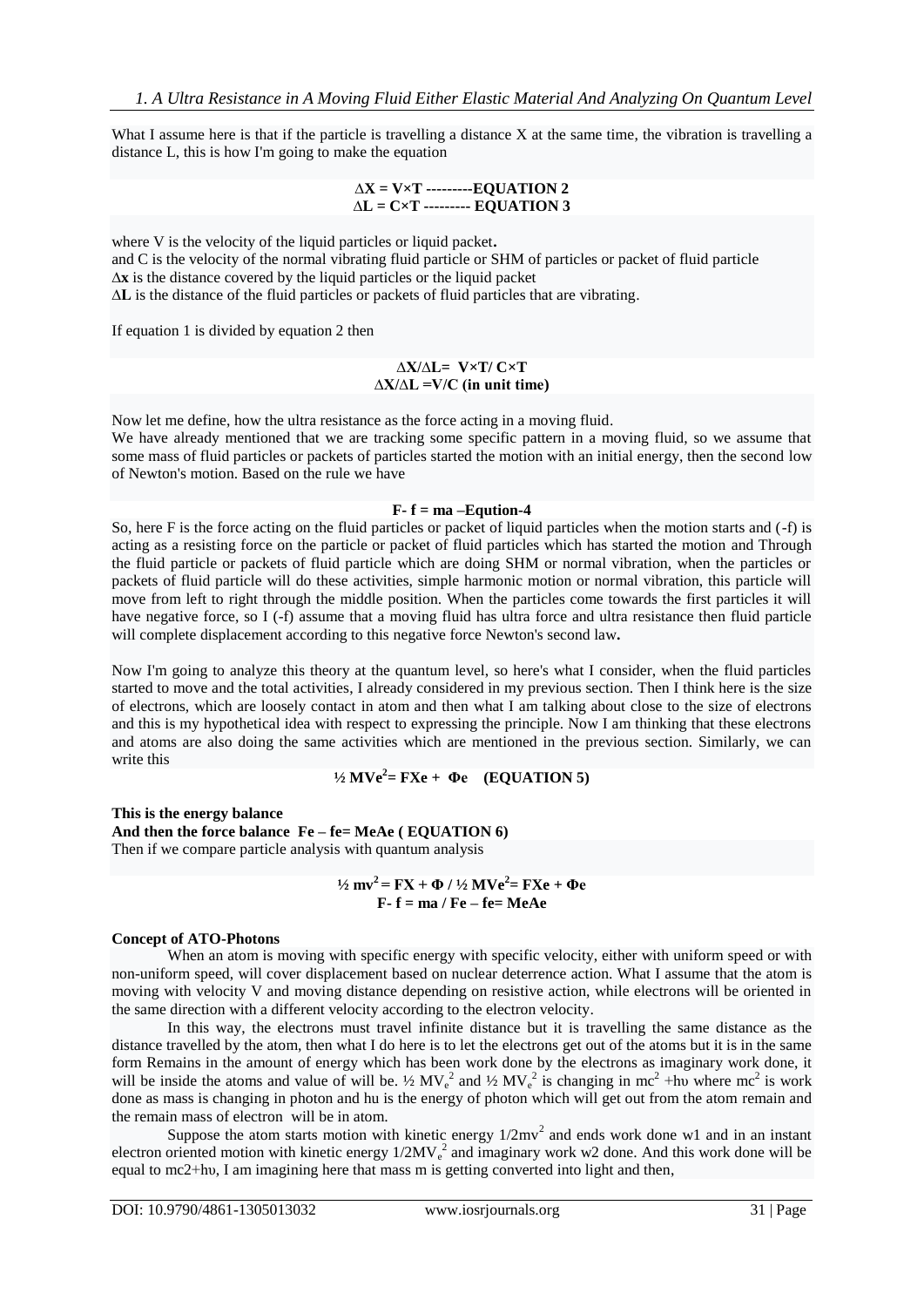What I assume here is that if the particle is travelling a distance X at the same time, the vibration is travelling a distance L, this is how I'm going to make the equation

$$\Delta X = V\times T \text{ ---------EQUATION 2}$$
$$\Delta L = C\times T \text{ --------- EQUATION 3}$$

where V is the velocity of the liquid particles or liquid packet**.**

and C is the velocity of the normal vibrating fluid particle or SHM of particles or packet of fluid particle

$\Delta$**x** is the distance covered by the liquid particles or the liquid packet

$\Delta$**L** is the distance of the fluid particles or packets of fluid particles that are vibrating.

If equation 1 is divided by equation 2 then

$$\Delta X/\Delta L= V\times T/ C\times T$$
$$\Delta X/\Delta L =V/C \text{ (in unit time)}$$

Now let me define, how the ultra resistance as the force acting in a moving fluid.

We have already mentioned that we are tracking some specific pattern in a moving fluid, so we assume that some mass of fluid particles or packets of particles started the motion with an initial energy, then the second low of Newton's motion. Based on the rule we have

$$F- f = ma \text{ –Eqution-4}$$

So, here F is the force acting on the fluid particles or packet of liquid particles when the motion starts and (-f) is acting as a resisting force on the particle or packet of fluid particles which has started the motion and Through the fluid particle or packets of fluid particle which are doing SHM or normal vibration, when the particles or packets of fluid particle will do these activities, simple harmonic motion or normal vibration, this particle will move from left to right through the middle position. When the particles come towards the first particles it will have negative force, so I (-f) assume that a moving fluid has ultra force and ultra resistance then fluid particle will complete displacement according to this negative force Newton's second law**.**

Now I'm going to analyze this theory at the quantum level, so here's what I consider, when the fluid particles started to move and the total activities, I already considered in my previous section. Then I think here is the size of electrons, which are loosely contact in atom and then what I am talking about close to the size of electrons and this is my hypothetical idea with respect to expressing the principle. Now I am thinking that these electrons and atoms are also doing the same activities which are mentioned in the previous section. Similarly, we can write this

$$\tfrac{1}{2} MVe^2= FXe + \Phi e \quad \text{(EQUATION 5)}$$

**This is the energy balance**

**And then the force balance $Fe – fe= MeAe$ ( EQUATION 6)**

Then if we compare particle analysis with quantum analysis

$$\tfrac{1}{2} mv^2 = FX + \Phi \;/\; \tfrac{1}{2} MVe^2= FXe + \Phi e$$
$$F- f = ma \;/\; Fe – fe= MeAe$$

**Concept of ATO-Photons**

When an atom is moving with specific energy with specific velocity, either with uniform speed or with non-uniform speed, will cover displacement based on nuclear deterrence action. What I assume that the atom is moving with velocity V and moving distance depending on resistive action, while electrons will be oriented in the same direction with a different velocity according to the electron velocity.

In this way, the electrons must travel infinite distance but it is travelling the same distance as the distance travelled by the atom, then what I do here is to let the electrons get out of the atoms but it is in the same form Remains in the amount of energy which has been work done by the electrons as imaginary work done, it will be inside the atoms and value of will be. $\tfrac{1}{2} MV_e^2$ and $\tfrac{1}{2} MV_e^2$ is changing in $mc^2 + h\upsilon$ where $mc^2$ is work done as mass is changing in photon and hu is the energy of photon which will get out from the atom remain and the remain mass of electron will be in atom.

Suppose the atom starts motion with kinetic energy $1/2mv^2$ and ends work done w1 and in an instant electron oriented motion with kinetic energy $1/2MV_e^2$ and imaginary work w2 done. And this work done will be equal to mc2+hυ, I am imagining here that mass m is getting converted into light and then,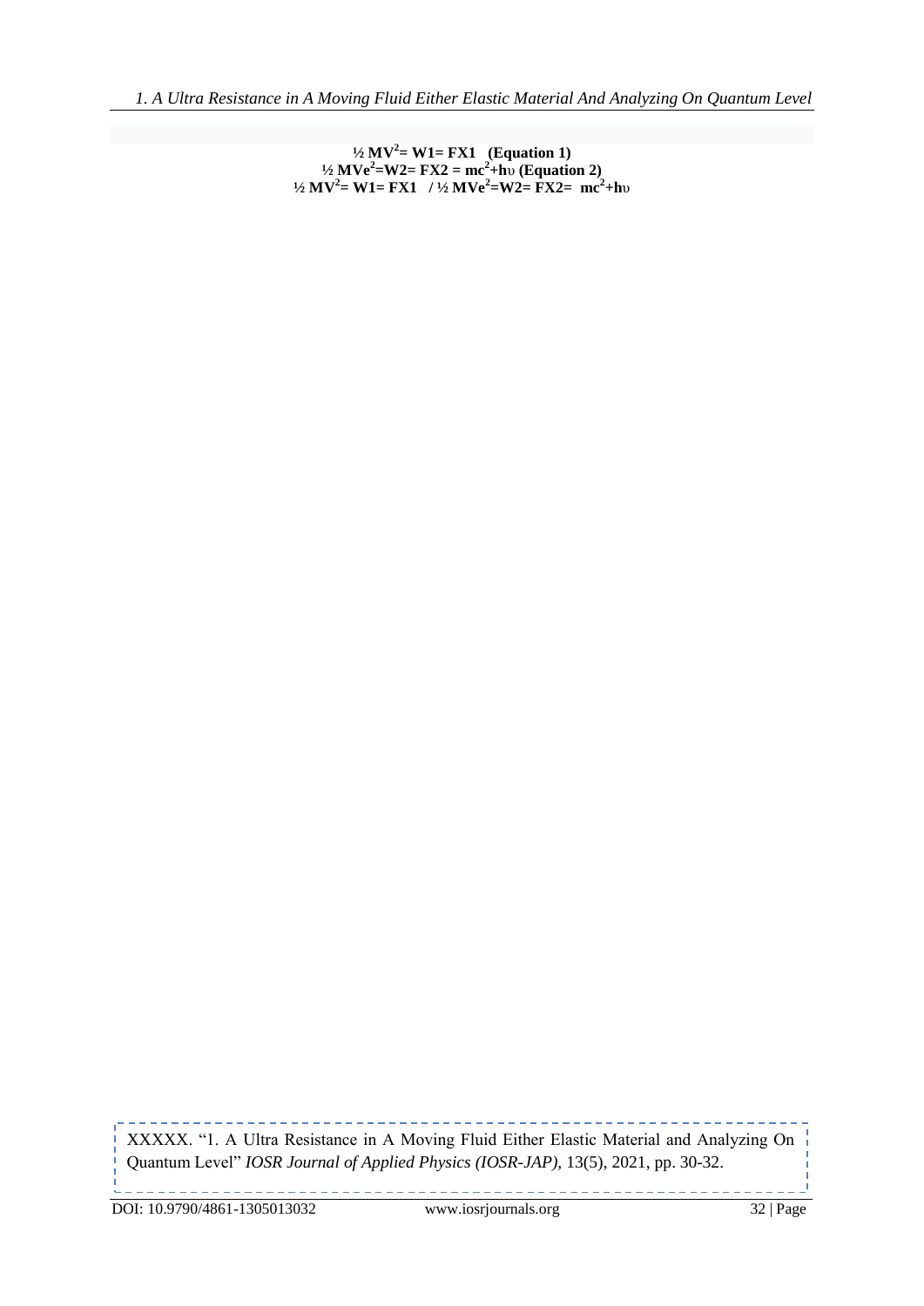$$\frac{1}{2} MV^2 = W1 = FX1 \quad \text{(Equation 1)}$$

$$\frac{1}{2} MVe^2 = W2 = FX2 = mc^2 + h\upsilon \quad \text{(Equation 2)}$$

$$\frac{1}{2} MV^2 = W1 = FX1 \;/\; \frac{1}{2} MVe^2 = W2 = FX2 = mc^2 + h\upsilon$$

XXXXX. "1. A Ultra Resistance in A Moving Fluid Either Elastic Material and Analyzing On Quantum Level" *IOSR Journal of Applied Physics (IOSR-JAP)*, 13(5), 2021, pp. 30-32.